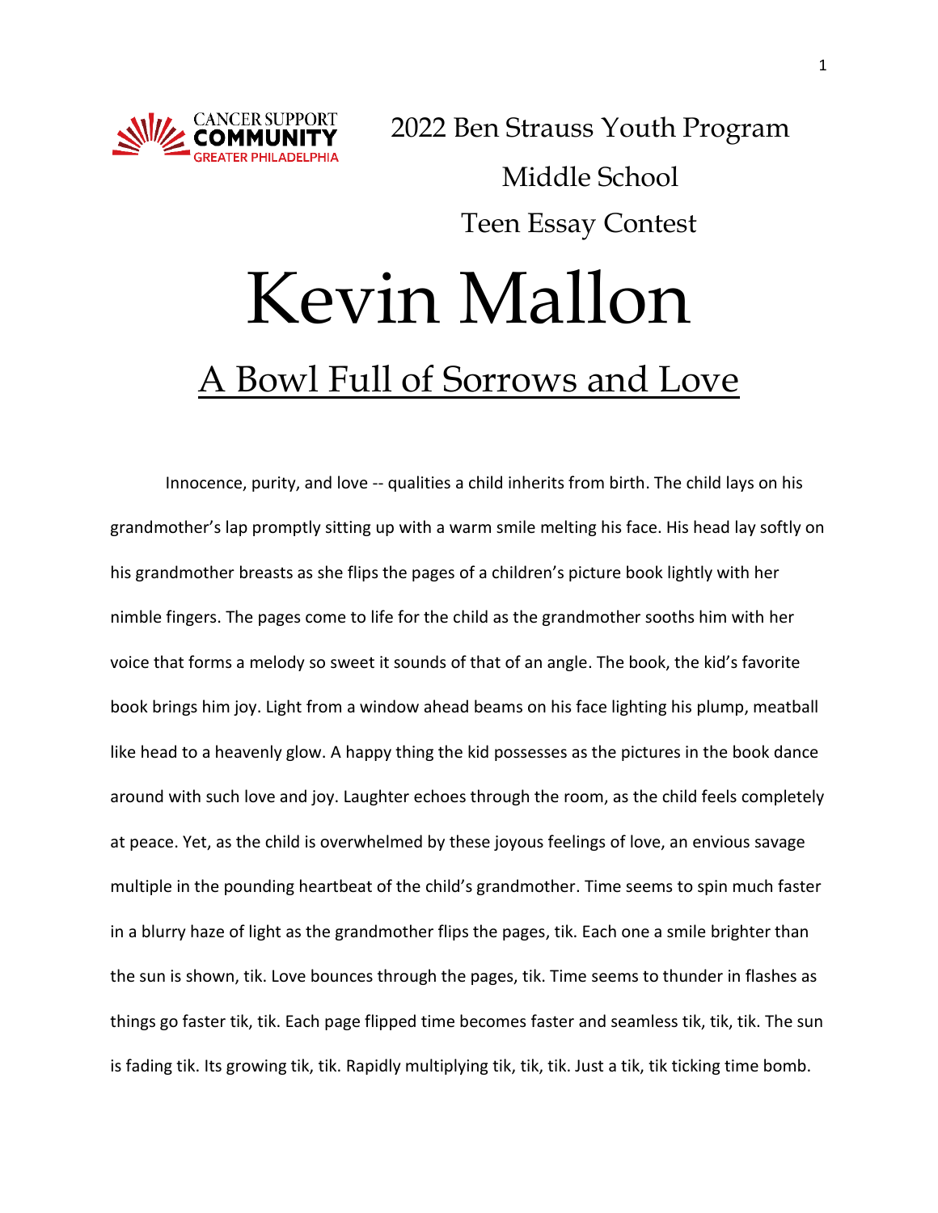CANCER SUPPORT COMMUNITY GREATER PHILADELPHIA

2022 Ben Strauss Youth Program

Middle School

Teen Essay Contest

# Kevin Mallon

## A Bowl Full of Sorrows and Love

Innocence, purity, and love -- qualities a child inherits from birth. The child lays on his grandmother's lap promptly sitting up with a warm smile melting his face. His head lay softly on his grandmother breasts as she flips the pages of a children's picture book lightly with her nimble fingers. The pages come to life for the child as the grandmother sooths him with her voice that forms a melody so sweet it sounds of that of an angle. The book, the kid's favorite book brings him joy. Light from a window ahead beams on his face lighting his plump, meatball like head to a heavenly glow. A happy thing the kid possesses as the pictures in the book dance around with such love and joy. Laughter echoes through the room, as the child feels completely at peace. Yet, as the child is overwhelmed by these joyous feelings of love, an envious savage multiple in the pounding heartbeat of the child's grandmother. Time seems to spin much faster in a blurry haze of light as the grandmother flips the pages, tik. Each one a smile brighter than the sun is shown, tik. Love bounces through the pages, tik. Time seems to thunder in flashes as things go faster tik, tik. Each page flipped time becomes faster and seamless tik, tik, tik. The sun is fading tik. Its growing tik, tik. Rapidly multiplying tik, tik, tik. Just a tik, tik ticking time bomb.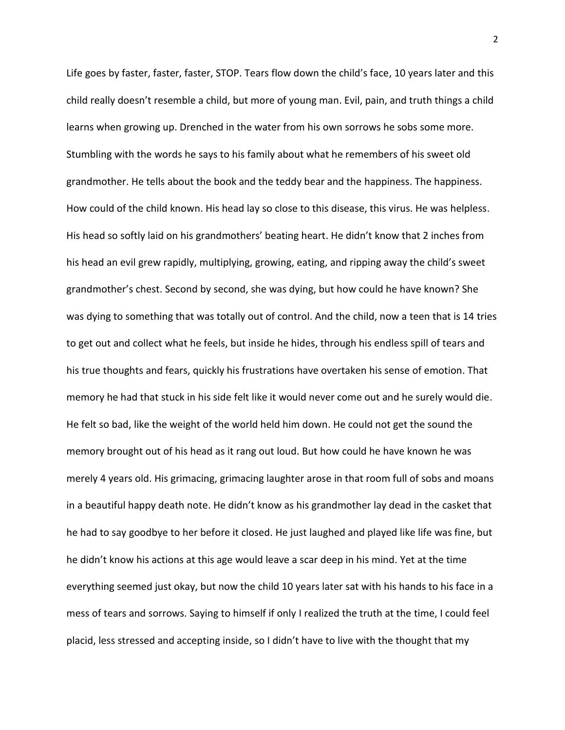Life goes by faster, faster, faster, STOP. Tears flow down the child's face, 10 years later and this child really doesn't resemble a child, but more of young man. Evil, pain, and truth things a child learns when growing up. Drenched in the water from his own sorrows he sobs some more. Stumbling with the words he says to his family about what he remembers of his sweet old grandmother. He tells about the book and the teddy bear and the happiness. The happiness. How could of the child known. His head lay so close to this disease, this virus. He was helpless. His head so softly laid on his grandmothers' beating heart. He didn't know that 2 inches from his head an evil grew rapidly, multiplying, growing, eating, and ripping away the child's sweet grandmother's chest. Second by second, she was dying, but how could he have known? She was dying to something that was totally out of control. And the child, now a teen that is 14 tries to get out and collect what he feels, but inside he hides, through his endless spill of tears and his true thoughts and fears, quickly his frustrations have overtaken his sense of emotion. That memory he had that stuck in his side felt like it would never come out and he surely would die. He felt so bad, like the weight of the world held him down. He could not get the sound the memory brought out of his head as it rang out loud. But how could he have known he was merely 4 years old. His grimacing, grimacing laughter arose in that room full of sobs and moans in a beautiful happy death note. He didn't know as his grandmother lay dead in the casket that he had to say goodbye to her before it closed. He just laughed and played like life was fine, but he didn't know his actions at this age would leave a scar deep in his mind. Yet at the time everything seemed just okay, but now the child 10 years later sat with his hands to his face in a mess of tears and sorrows. Saying to himself if only I realized the truth at the time, I could feel placid, less stressed and accepting inside, so I didn't have to live with the thought that my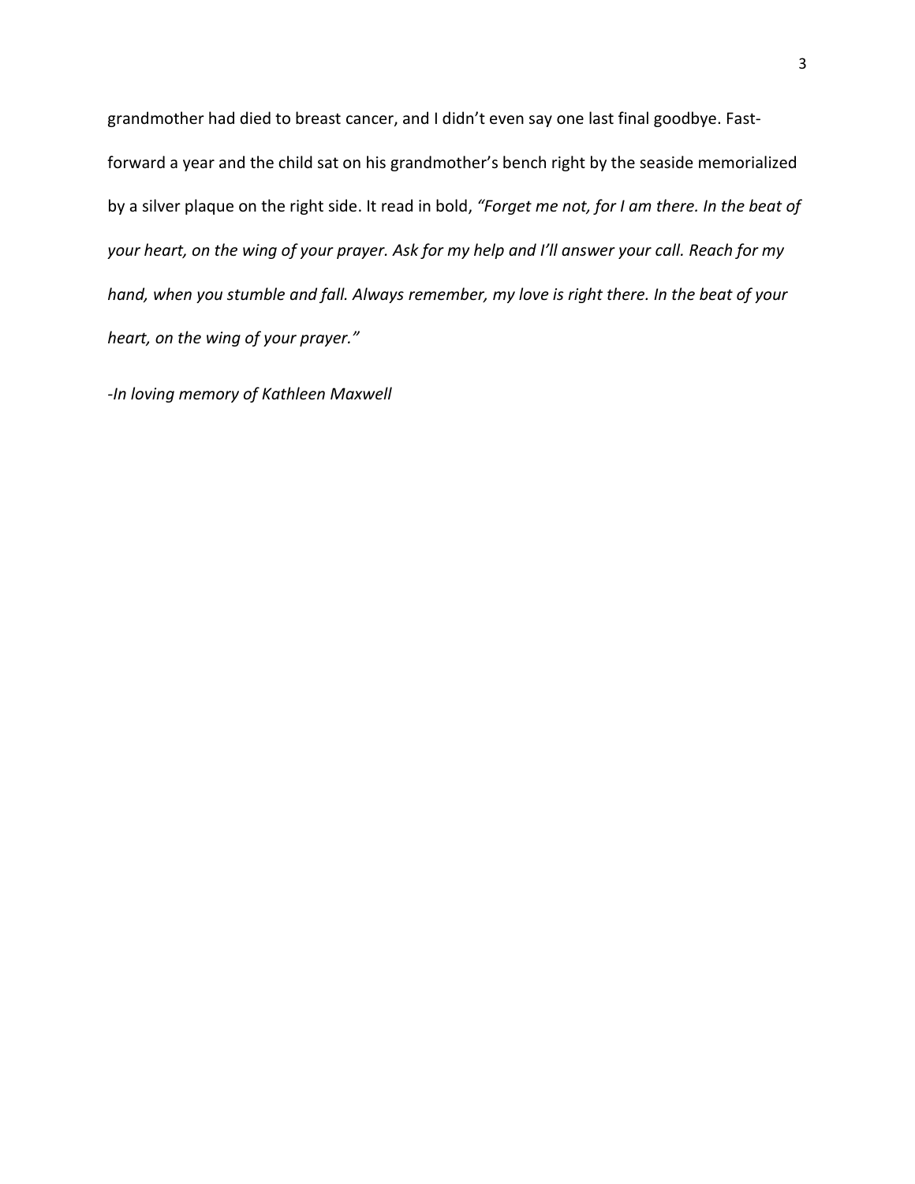grandmother had died to breast cancer, and I didn't even say one last final goodbye. Fast-forward a year and the child sat on his grandmother's bench right by the seaside memorialized by a silver plaque on the right side. It read in bold, *"Forget me not, for I am there. In the beat of your heart, on the wing of your prayer. Ask for my help and I'll answer your call. Reach for my hand, when you stumble and fall. Always remember, my love is right there. In the beat of your heart, on the wing of your prayer."*

*-In loving memory of Kathleen Maxwell*